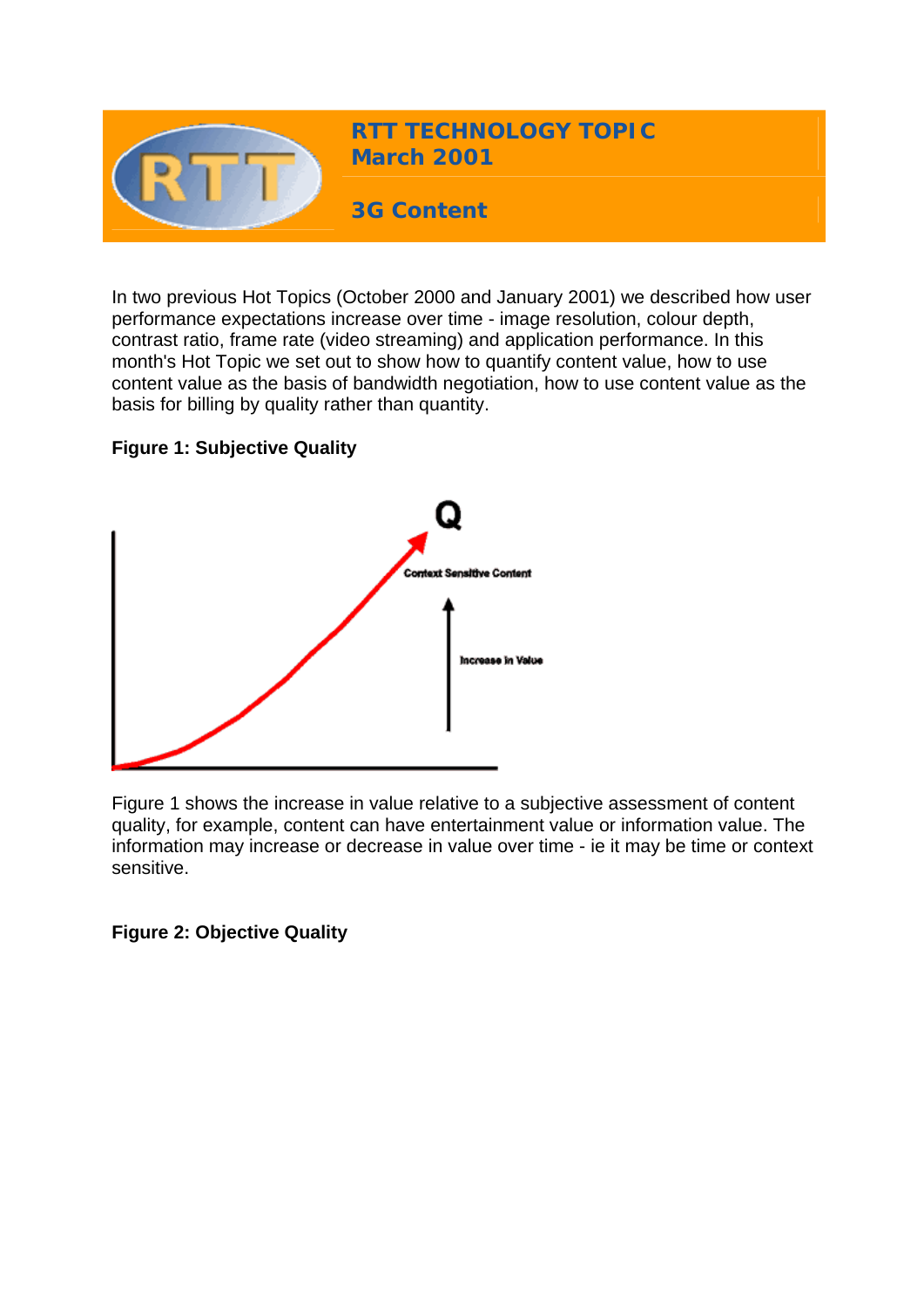# RTT TECHNOLOGY TOPIC
## March 2001

## 3G Content

In two previous Hot Topics (October 2000 and January 2001) we described how user performance expectations increase over time - image resolution, colour depth, contrast ratio, frame rate (video streaming) and application performance. In this month's Hot Topic we set out to show how to quantify content value, how to use content value as the basis of bandwidth negotiation, how to use content value as the basis for billing by quality rather than quantity.

**Figure 1: Subjective Quality**

Q

Context Sensitive Content

Increase in Value

Figure 1 shows the increase in value relative to a subjective assessment of content quality, for example, content can have entertainment value or information value. The information may increase or decrease in value over time - ie it may be time or context sensitive.

**Figure 2: Objective Quality**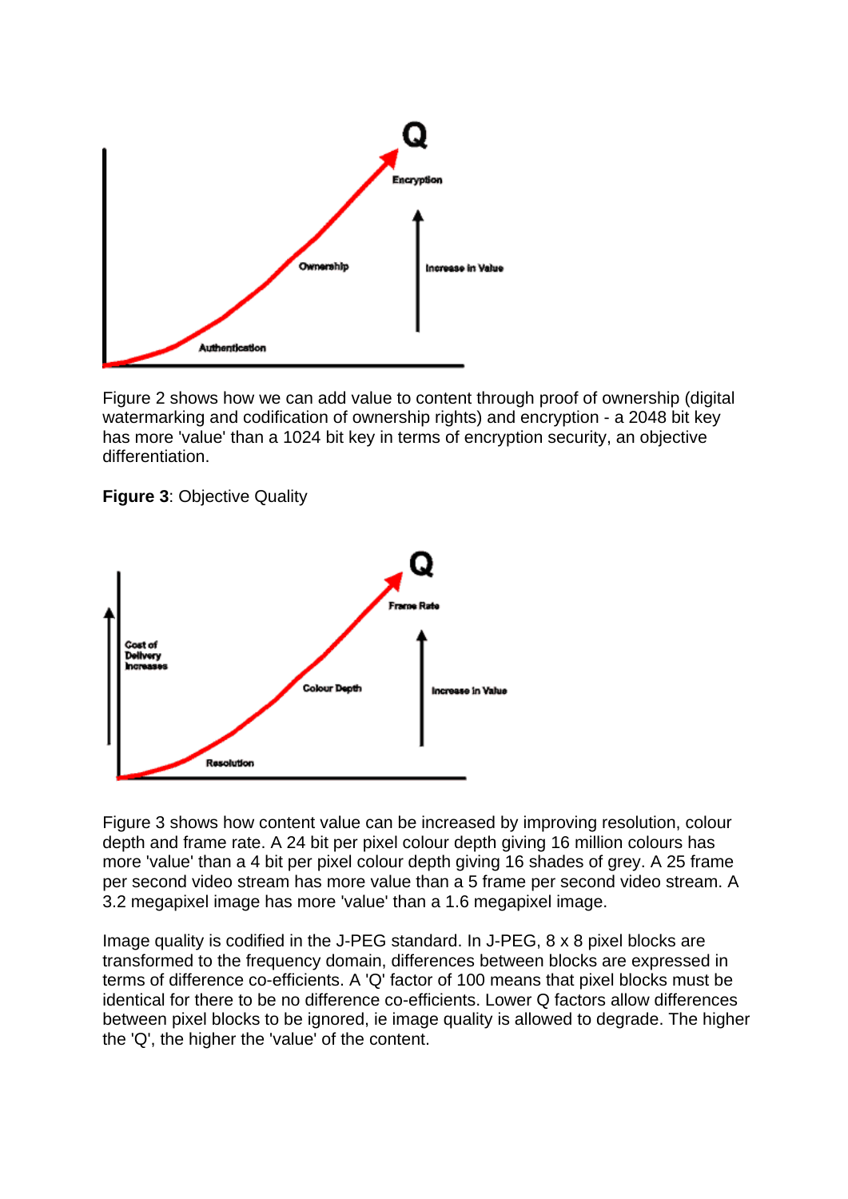Figure 2 shows how we can add value to content through proof of ownership (digital watermarking and codification of ownership rights) and encryption - a 2048 bit key has more 'value' than a 1024 bit key in terms of encryption security, an objective differentiation.

**Figure 3**: Objective Quality

Figure 3 shows how content value can be increased by improving resolution, colour depth and frame rate. A 24 bit per pixel colour depth giving 16 million colours has more 'value' than a 4 bit per pixel colour depth giving 16 shades of grey. A 25 frame per second video stream has more value than a 5 frame per second video stream. A 3.2 megapixel image has more 'value' than a 1.6 megapixel image.

Image quality is codified in the J-PEG standard. In J-PEG, 8 x 8 pixel blocks are transformed to the frequency domain, differences between blocks are expressed in terms of difference co-efficients. A 'Q' factor of 100 means that pixel blocks must be identical for there to be no difference co-efficients. Lower Q factors allow differences between pixel blocks to be ignored, ie image quality is allowed to degrade. The higher the 'Q', the higher the 'value' of the content.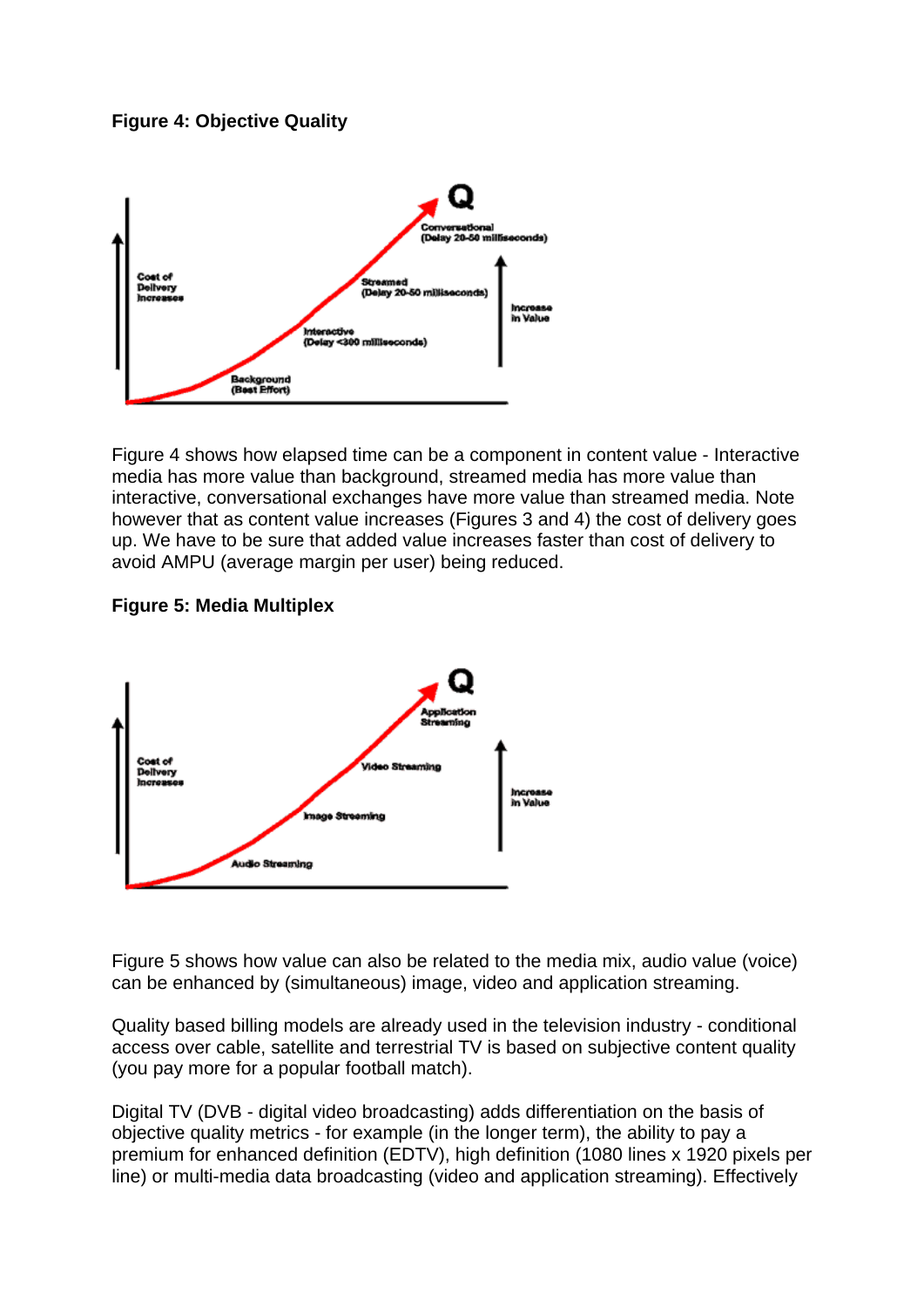**Figure 4: Objective Quality**

Figure 4 shows how elapsed time can be a component in content value - Interactive media has more value than background, streamed media has more value than interactive, conversational exchanges have more value than streamed media. Note however that as content value increases (Figures 3 and 4) the cost of delivery goes up. We have to be sure that added value increases faster than cost of delivery to avoid AMPU (average margin per user) being reduced.

**Figure 5: Media Multiplex**

Figure 5 shows how value can also be related to the media mix, audio value (voice) can be enhanced by (simultaneous) image, video and application streaming.

Quality based billing models are already used in the television industry - conditional access over cable, satellite and terrestrial TV is based on subjective content quality (you pay more for a popular football match).

Digital TV (DVB - digital video broadcasting) adds differentiation on the basis of objective quality metrics - for example (in the longer term), the ability to pay a premium for enhanced definition (EDTV), high definition (1080 lines x 1920 pixels per line) or multi-media data broadcasting (video and application streaming). Effectively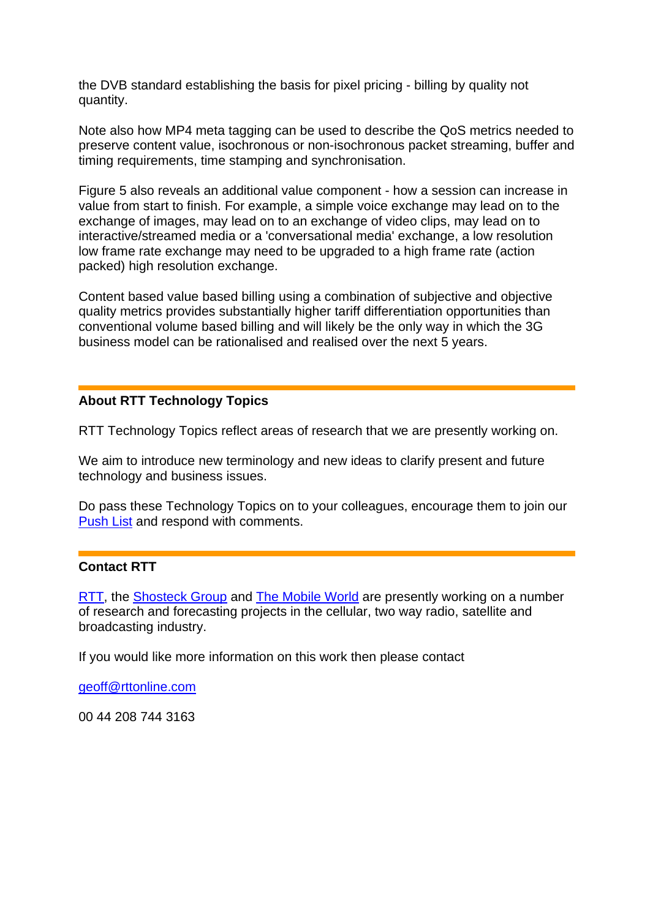the DVB standard establishing the basis for pixel pricing - billing by quality not quantity.

Note also how MP4 meta tagging can be used to describe the QoS metrics needed to preserve content value, isochronous or non-isochronous packet streaming, buffer and timing requirements, time stamping and synchronisation.

Figure 5 also reveals an additional value component - how a session can increase in value from start to finish. For example, a simple voice exchange may lead on to the exchange of images, may lead on to an exchange of video clips, may lead on to interactive/streamed media or a 'conversational media' exchange, a low resolution low frame rate exchange may need to be upgraded to a high frame rate (action packed) high resolution exchange.

Content based value based billing using a combination of subjective and objective quality metrics provides substantially higher tariff differentiation opportunities than conventional volume based billing and will likely be the only way in which the 3G business model can be rationalised and realised over the next 5 years.

---

**About RTT Technology Topics**

RTT Technology Topics reflect areas of research that we are presently working on.

We aim to introduce new terminology and new ideas to clarify present and future technology and business issues.

Do pass these Technology Topics on to your colleagues, encourage them to join our [Push List] and respond with comments.

---

**Contact RTT**

[RTT], the [Shosteck Group] and [The Mobile World] are presently working on a number of research and forecasting projects in the cellular, two way radio, satellite and broadcasting industry.

If you would like more information on this work then please contact

geoff@rttonline.com

00 44 208 744 3163